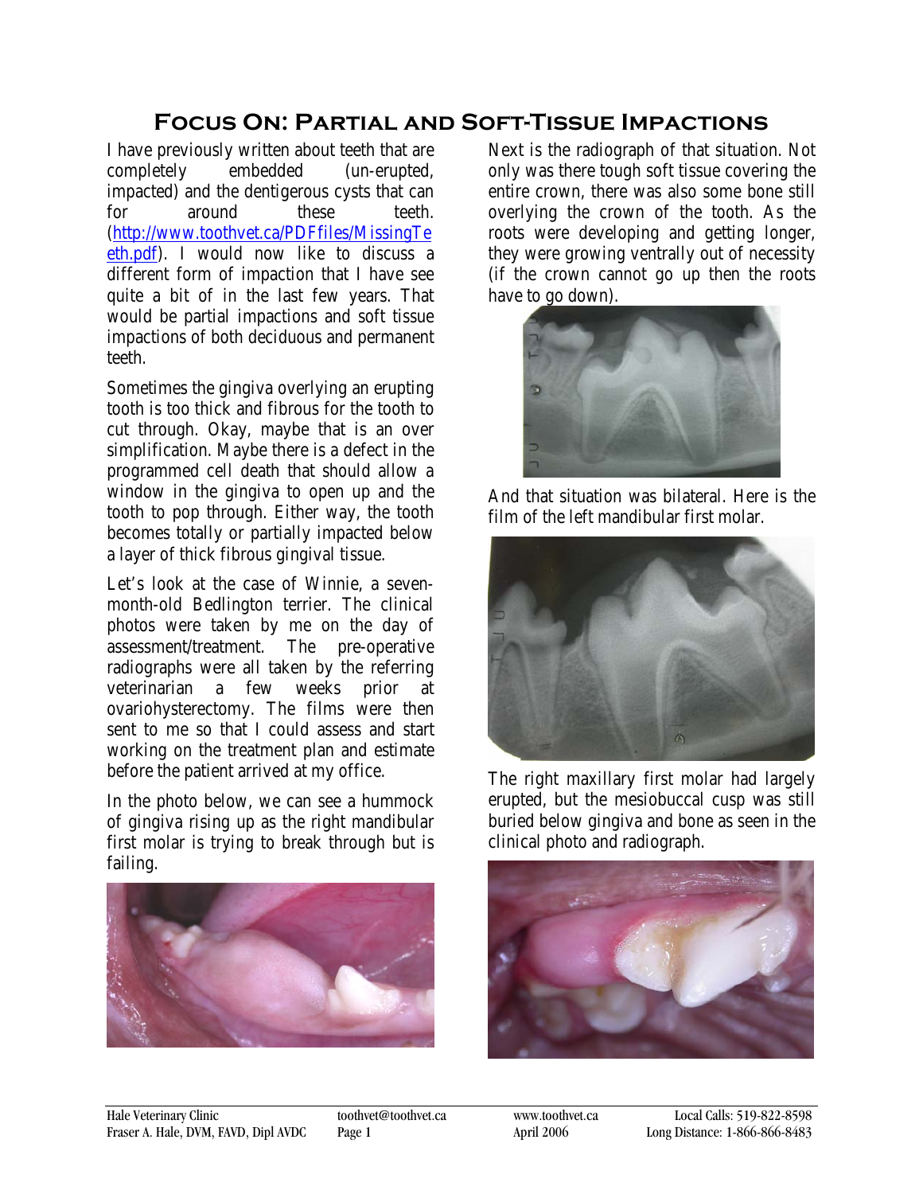# Focus On: Partial and Soft-Tissue Impactions

I have previously written about teeth that are completely embedded (un-erupted, impacted) and the dentigerous cysts that can for around these teeth. (http://www.toothvet.ca/PDFfiles/MissingTeeth.pdf). I would now like to discuss a different form of impaction that I have see quite a bit of in the last few years. That would be partial impactions and soft tissue impactions of both deciduous and permanent teeth.

Sometimes the gingiva overlying an erupting tooth is too thick and fibrous for the tooth to cut through. Okay, maybe that is an over simplification. Maybe there is a defect in the programmed cell death that should allow a window in the gingiva to open up and the tooth to pop through. Either way, the tooth becomes totally or partially impacted below a layer of thick fibrous gingival tissue.

Let's look at the case of Winnie, a seven-month-old Bedlington terrier. The clinical photos were taken by me on the day of assessment/treatment. The pre-operative radiographs were all taken by the referring veterinarian a few weeks prior at ovariohysterectomy. The films were then sent to me so that I could assess and start working on the treatment plan and estimate before the patient arrived at my office.

In the photo below, we can see a hummock of gingiva rising up as the right mandibular first molar is trying to break through but is failing.

Next is the radiograph of that situation. Not only was there tough soft tissue covering the entire crown, there was also some bone still overlying the crown of the tooth. As the roots were developing and getting longer, they were growing ventrally out of necessity (if the crown cannot go up then the roots have to go down).

And that situation was bilateral. Here is the film of the left mandibular first molar.

The right maxillary first molar had largely erupted, but the mesiobuccal cusp was still buried below gingiva and bone as seen in the clinical photo and radiograph.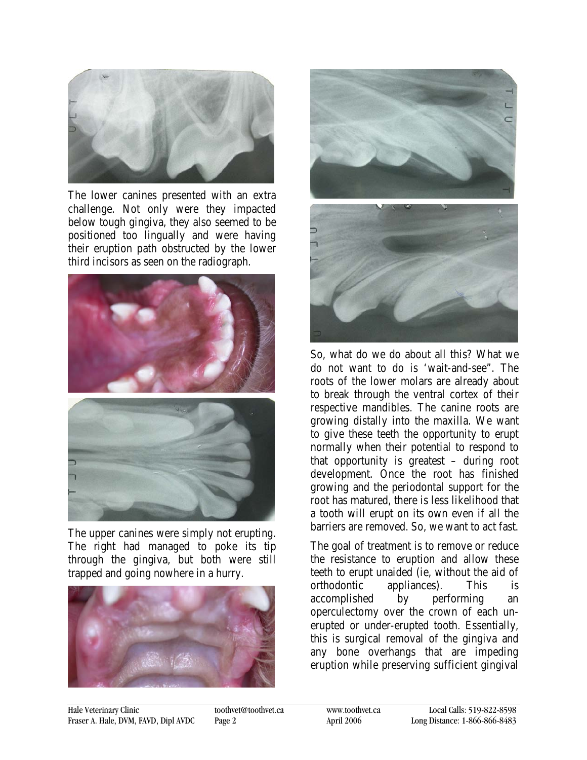The lower canines presented with an extra challenge. Not only were they impacted below tough gingiva, they also seemed to be positioned too lingually and were having their eruption path obstructed by the lower third incisors as seen on the radiograph.

The upper canines were simply not erupting. The right had managed to poke its tip through the gingiva, but both were still trapped and going nowhere in a hurry.

So, what do we do about all this? What we do not want to do is 'wait-and-see". The roots of the lower molars are already about to break through the ventral cortex of their respective mandibles. The canine roots are growing distally into the maxilla. We want to give these teeth the opportunity to erupt normally when their potential to respond to that opportunity is greatest – during root development. Once the root has finished growing and the periodontal support for the root has matured, there is less likelihood that a tooth will erupt on its own even if all the barriers are removed. So, we want to act fast.

The goal of treatment is to remove or reduce the resistance to eruption and allow these teeth to erupt unaided (ie, without the aid of orthodontic appliances). This is accomplished by performing an operculectomy over the crown of each un-erupted or under-erupted tooth. Essentially, this is surgical removal of the gingiva and any bone overhangs that are impeding eruption while preserving sufficient gingival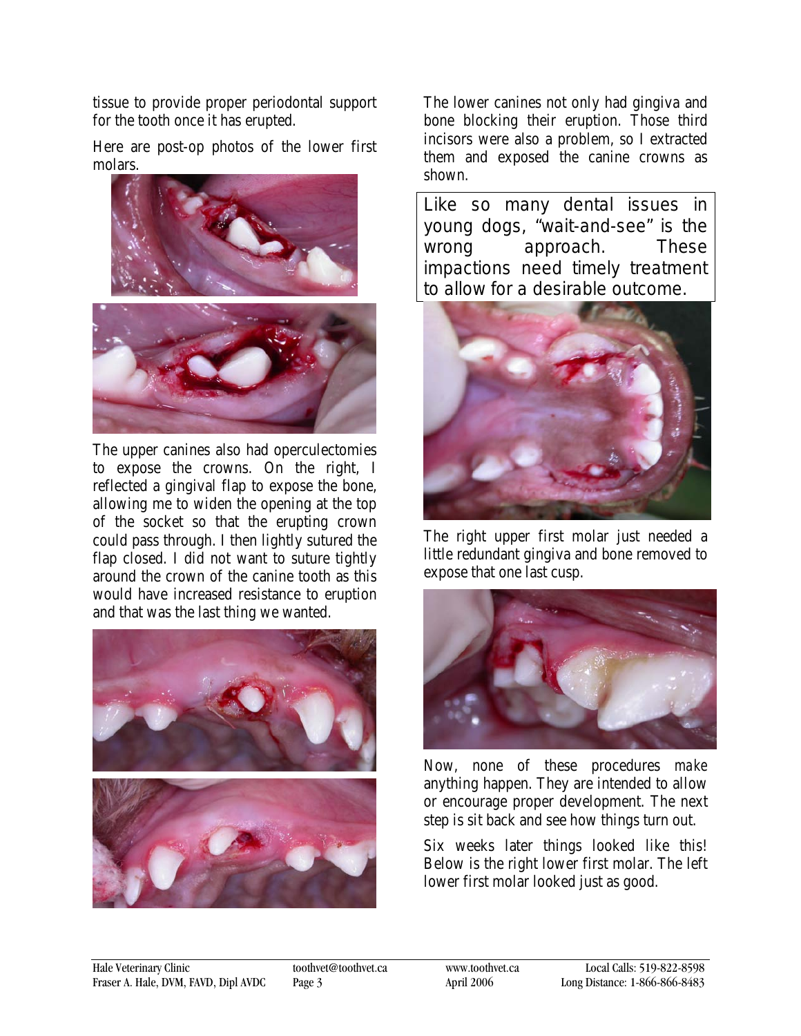tissue to provide proper periodontal support for the tooth once it has erupted.

Here are post-op photos of the lower first molars.

The upper canines also had operculectomies to expose the crowns. On the right, I reflected a gingival flap to expose the bone, allowing me to widen the opening at the top of the socket so that the erupting crown could pass through. I then lightly sutured the flap closed. I did not want to suture tightly around the crown of the canine tooth as this would have increased resistance to eruption and that was the last thing we wanted.

The lower canines not only had gingiva and bone blocking their eruption. Those third incisors were also a problem, so I extracted them and exposed the canine crowns as shown.

> Like so many dental issues in young dogs, "wait-and-see" is the wrong approach. These impactions need timely treatment to allow for a desirable outcome.

The right upper first molar just needed a little redundant gingiva and bone removed to expose that one last cusp.

Now, none of these procedures *make* anything happen. They are intended to allow or encourage proper development. The next step is sit back and see how things turn out.

Six weeks later things looked like this! Below is the right lower first molar. The left lower first molar looked just as good.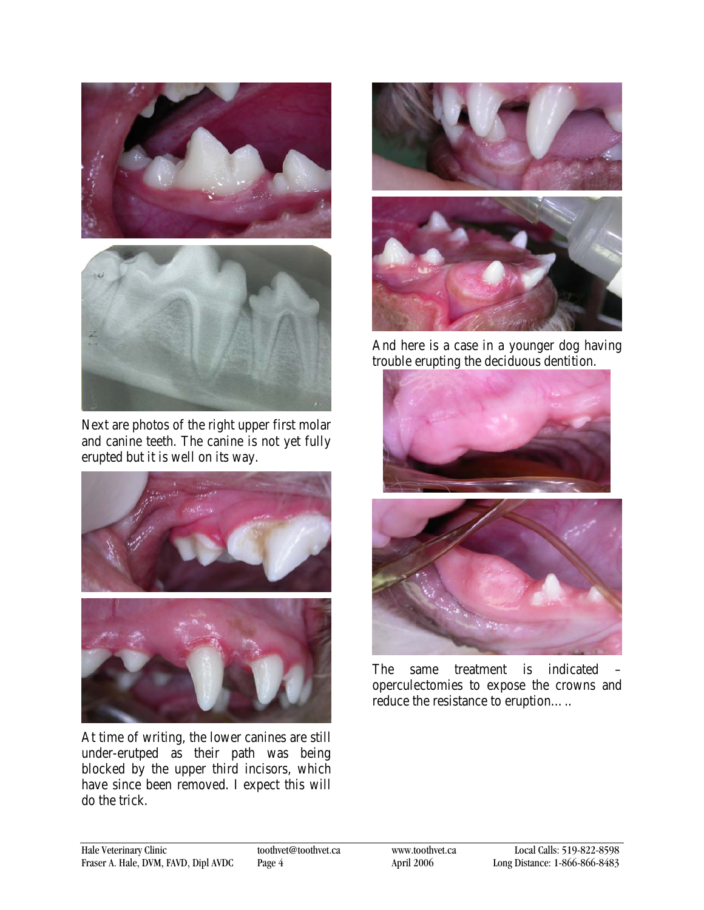Next are photos of the right upper first molar and canine teeth. The canine is not yet fully erupted but it is well on its way.

At time of writing, the lower canines are still under-erutped as their path was being blocked by the upper third incisors, which have since been removed. I expect this will do the trick.

And here is a case in a younger dog having trouble erupting the deciduous dentition.

The same treatment is indicated – operculectomies to expose the crowns and reduce the resistance to eruption…..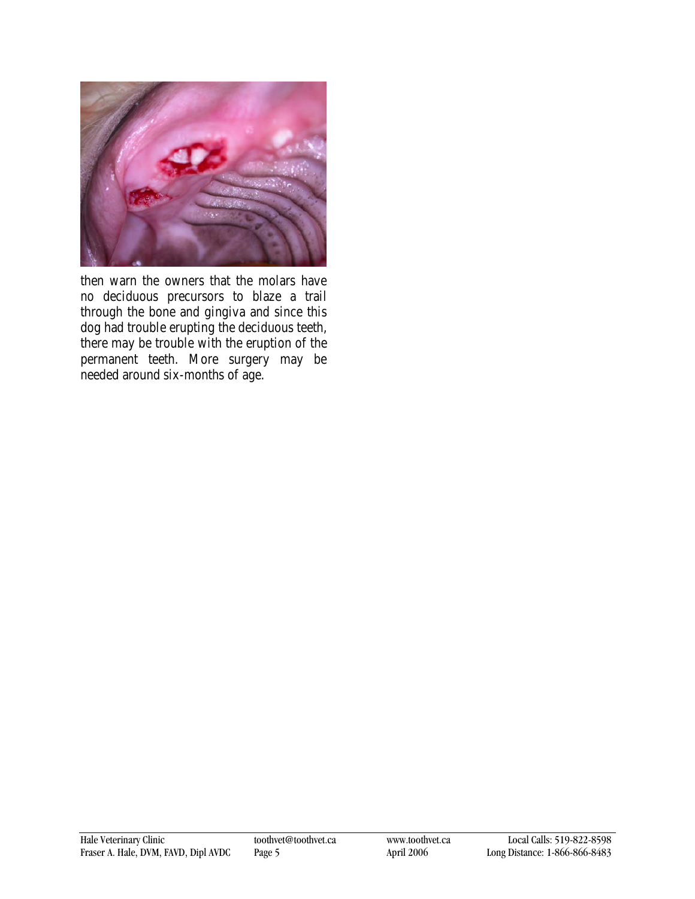then warn the owners that the molars have no deciduous precursors to blaze a trail through the bone and gingiva and since this dog had trouble erupting the deciduous teeth, there may be trouble with the eruption of the permanent teeth. More surgery may be needed around six-months of age.